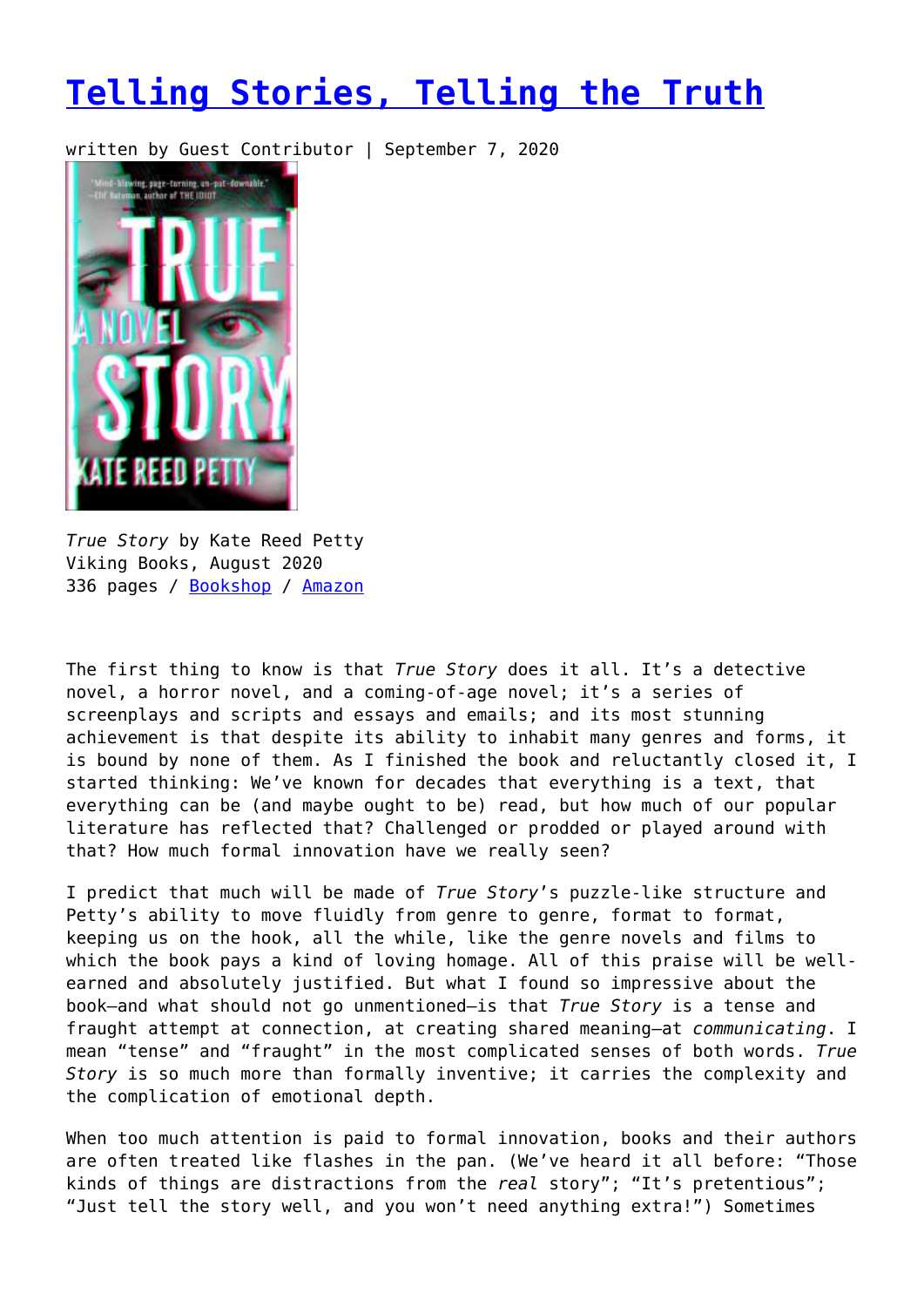# [Telling Stories, Telling the Truth]()

written by Guest Contributor | September 7, 2020

*True Story* by Kate Reed Petty
Viking Books, August 2020
336 pages / [Bookshop]() / [Amazon]()

The first thing to know is that *True Story* does it all. It's a detective novel, a horror novel, and a coming-of-age novel; it's a series of screenplays and scripts and essays and emails; and its most stunning achievement is that despite its ability to inhabit many genres and forms, it is bound by none of them. As I finished the book and reluctantly closed it, I started thinking: We've known for decades that everything is a text, that everything can be (and maybe ought to be) read, but how much of our popular literature has reflected that? Challenged or prodded or played around with that? How much formal innovation have we really seen?

I predict that much will be made of *True Story*'s puzzle-like structure and Petty's ability to move fluidly from genre to genre, format to format, keeping us on the hook, all the while, like the genre novels and films to which the book pays a kind of loving homage. All of this praise will be well-earned and absolutely justified. But what I found so impressive about the book—and what should not go unmentioned—is that *True Story* is a tense and fraught attempt at connection, at creating shared meaning—at *communicating*. I mean "tense" and "fraught" in the most complicated senses of both words. *True Story* is so much more than formally inventive; it carries the complexity and the complication of emotional depth.

When too much attention is paid to formal innovation, books and their authors are often treated like flashes in the pan. (We've heard it all before: "Those kinds of things are distractions from the *real* story"; "It's pretentious"; "Just tell the story well, and you won't need anything extra!") Sometimes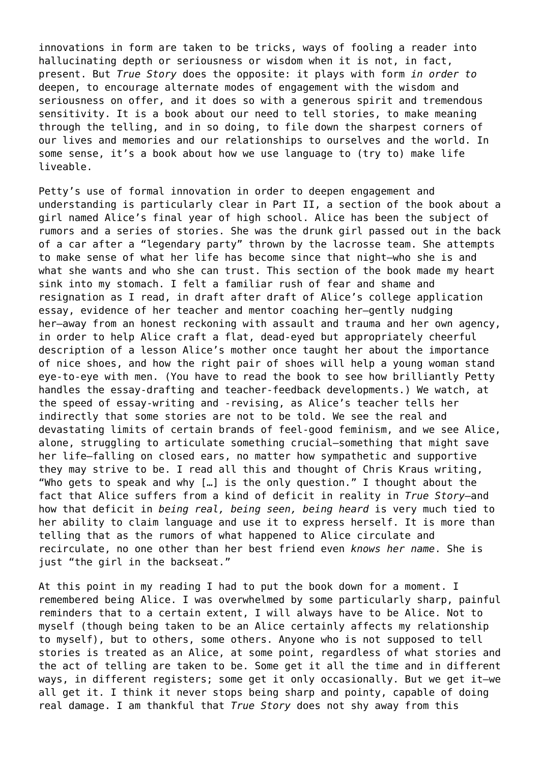innovations in form are taken to be tricks, ways of fooling a reader into hallucinating depth or seriousness or wisdom when it is not, in fact, present. But *True Story* does the opposite: it plays with form *in order to* deepen, to encourage alternate modes of engagement with the wisdom and seriousness on offer, and it does so with a generous spirit and tremendous sensitivity. It is a book about our need to tell stories, to make meaning through the telling, and in so doing, to file down the sharpest corners of our lives and memories and our relationships to ourselves and the world. In some sense, it's a book about how we use language to (try to) make life liveable.

Petty's use of formal innovation in order to deepen engagement and understanding is particularly clear in Part II, a section of the book about a girl named Alice's final year of high school. Alice has been the subject of rumors and a series of stories. She was the drunk girl passed out in the back of a car after a "legendary party" thrown by the lacrosse team. She attempts to make sense of what her life has become since that night—who she is and what she wants and who she can trust. This section of the book made my heart sink into my stomach. I felt a familiar rush of fear and shame and resignation as I read, in draft after draft of Alice's college application essay, evidence of her teacher and mentor coaching her—gently nudging her—away from an honest reckoning with assault and trauma and her own agency, in order to help Alice craft a flat, dead-eyed but appropriately cheerful description of a lesson Alice's mother once taught her about the importance of nice shoes, and how the right pair of shoes will help a young woman stand eye-to-eye with men. (You have to read the book to see how brilliantly Petty handles the essay-drafting and teacher-feedback developments.) We watch, at the speed of essay-writing and -revising, as Alice's teacher tells her indirectly that some stories are not to be told. We see the real and devastating limits of certain brands of feel-good feminism, and we see Alice, alone, struggling to articulate something crucial—something that might save her life—falling on closed ears, no matter how sympathetic and supportive they may strive to be. I read all this and thought of Chris Kraus writing, "Who gets to speak and why […] is the only question." I thought about the fact that Alice suffers from a kind of deficit in reality in *True Story*—and how that deficit in *being real, being seen, being heard* is very much tied to her ability to claim language and use it to express herself. It is more than telling that as the rumors of what happened to Alice circulate and recirculate, no one other than her best friend even *knows her name*. She is just "the girl in the backseat."

At this point in my reading I had to put the book down for a moment. I remembered being Alice. I was overwhelmed by some particularly sharp, painful reminders that to a certain extent, I will always have to be Alice. Not to myself (though being taken to be an Alice certainly affects my relationship to myself), but to others, some others. Anyone who is not supposed to tell stories is treated as an Alice, at some point, regardless of what stories and the act of telling are taken to be. Some get it all the time and in different ways, in different registers; some get it only occasionally. But we get it—we all get it. I think it never stops being sharp and pointy, capable of doing real damage. I am thankful that *True Story* does not shy away from this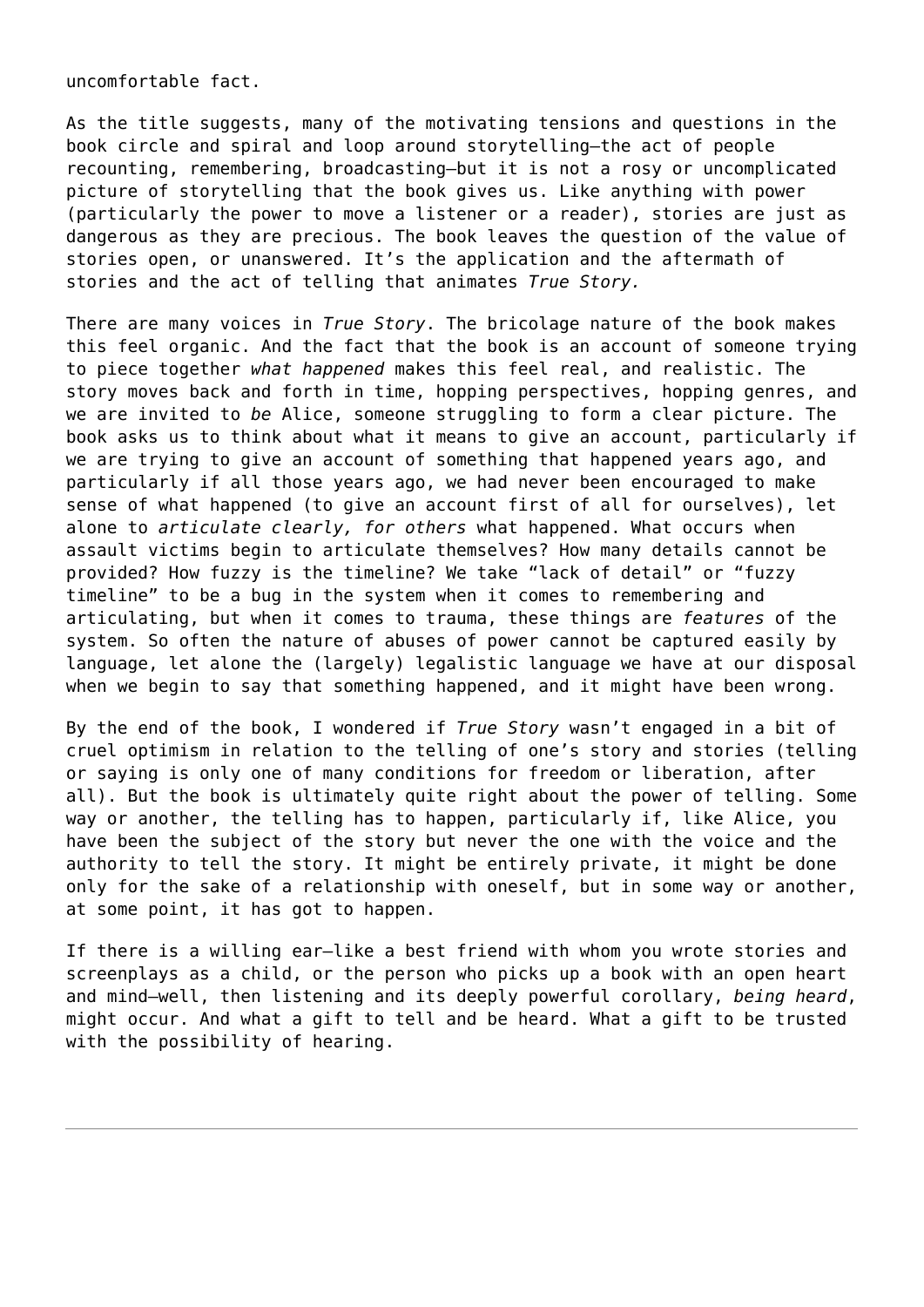uncomfortable fact.

As the title suggests, many of the motivating tensions and questions in the book circle and spiral and loop around storytelling—the act of people recounting, remembering, broadcasting—but it is not a rosy or uncomplicated picture of storytelling that the book gives us. Like anything with power (particularly the power to move a listener or a reader), stories are just as dangerous as they are precious. The book leaves the question of the value of stories open, or unanswered. It's the application and the aftermath of stories and the act of telling that animates *True Story.*

There are many voices in *True Story*. The bricolage nature of the book makes this feel organic. And the fact that the book is an account of someone trying to piece together *what happened* makes this feel real, and realistic. The story moves back and forth in time, hopping perspectives, hopping genres, and we are invited to *be* Alice, someone struggling to form a clear picture. The book asks us to think about what it means to give an account, particularly if we are trying to give an account of something that happened years ago, and particularly if all those years ago, we had never been encouraged to make sense of what happened (to give an account first of all for ourselves), let alone to *articulate clearly, for others* what happened. What occurs when assault victims begin to articulate themselves? How many details cannot be provided? How fuzzy is the timeline? We take "lack of detail" or "fuzzy timeline" to be a bug in the system when it comes to remembering and articulating, but when it comes to trauma, these things are *features* of the system. So often the nature of abuses of power cannot be captured easily by language, let alone the (largely) legalistic language we have at our disposal when we begin to say that something happened, and it might have been wrong.

By the end of the book, I wondered if *True Story* wasn't engaged in a bit of cruel optimism in relation to the telling of one's story and stories (telling or saying is only one of many conditions for freedom or liberation, after all). But the book is ultimately quite right about the power of telling. Some way or another, the telling has to happen, particularly if, like Alice, you have been the subject of the story but never the one with the voice and the authority to tell the story. It might be entirely private, it might be done only for the sake of a relationship with oneself, but in some way or another, at some point, it has got to happen.

If there is a willing ear—like a best friend with whom you wrote stories and screenplays as a child, or the person who picks up a book with an open heart and mind—well, then listening and its deeply powerful corollary, *being heard*, might occur. And what a gift to tell and be heard. What a gift to be trusted with the possibility of hearing.

---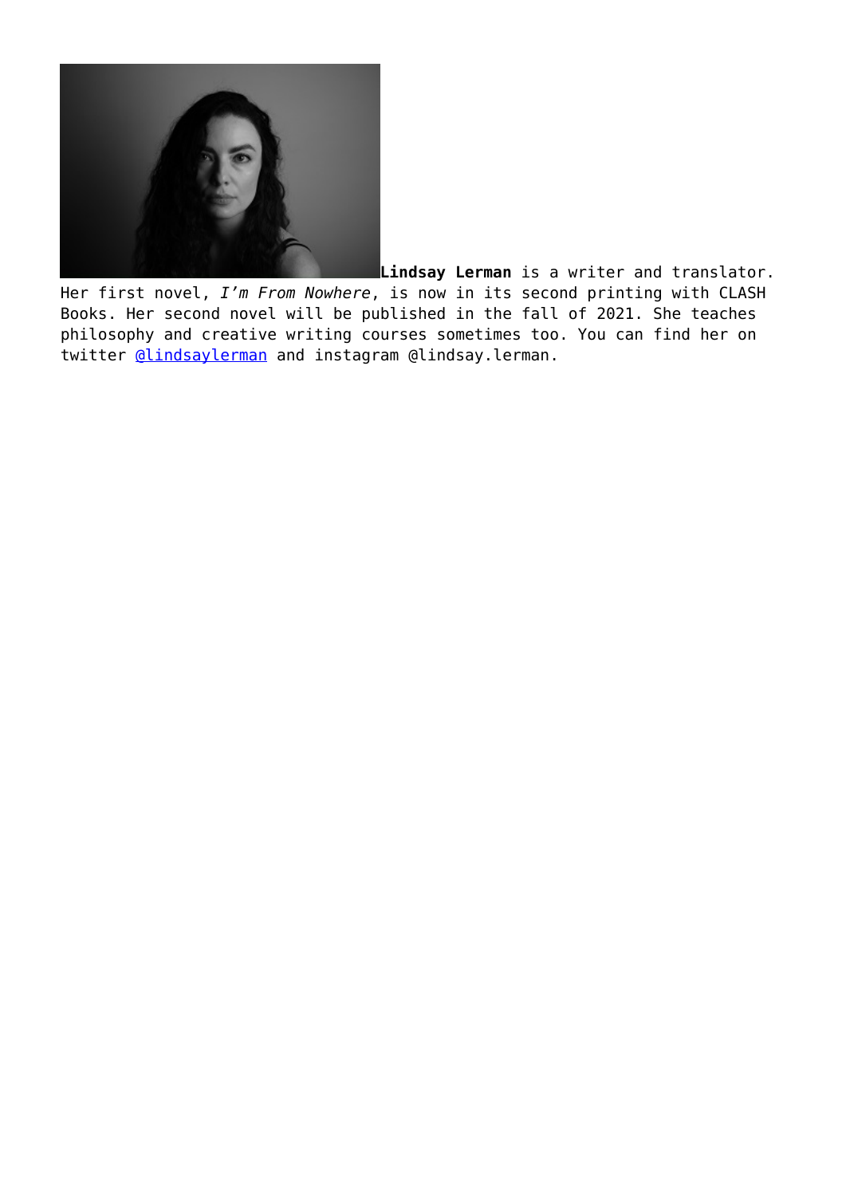**Lindsay Lerman** is a writer and translator. Her first novel, *I'm From Nowhere*, is now in its second printing with CLASH Books. Her second novel will be published in the fall of 2021. She teaches philosophy and creative writing courses sometimes too. You can find her on twitter [@lindsaylerman]() and instagram @lindsay.lerman.